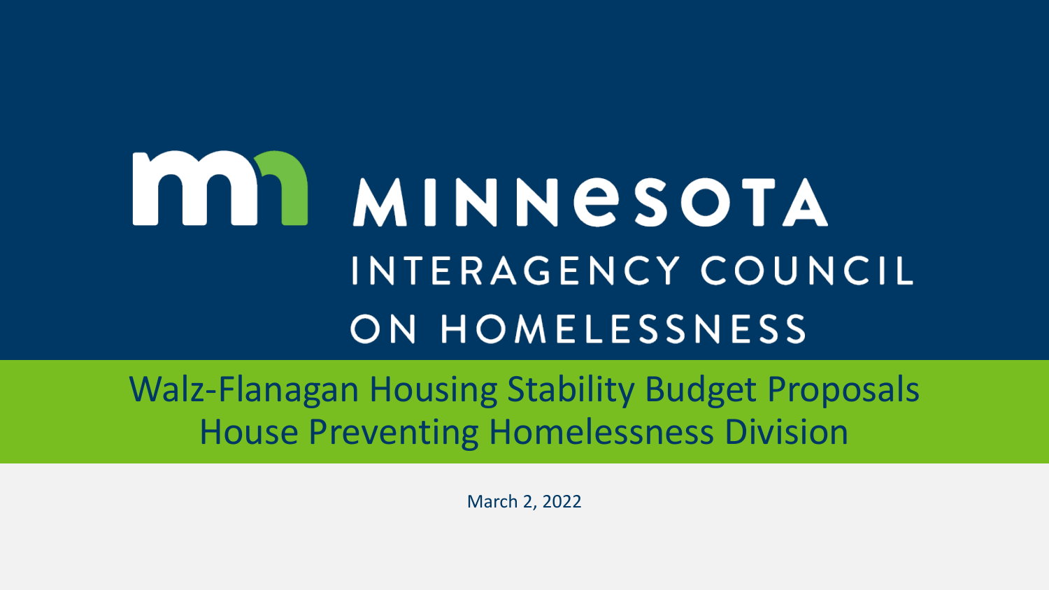# MINNESOTA INTERAGENCY COUNCIL ON HOMELESSNESS

## Walz-Flanagan Housing Stability Budget Proposals
## House Preventing Homelessness Division

March 2, 2022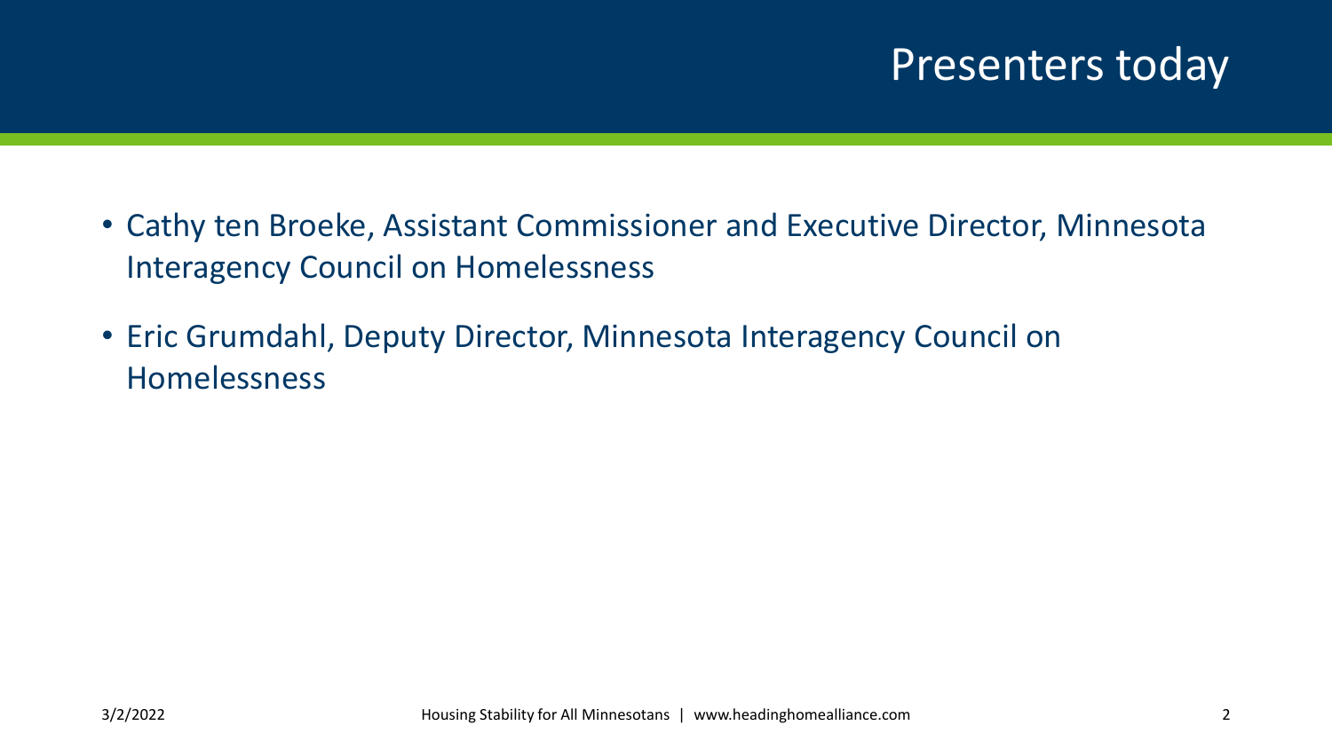# Presenters today

- Cathy ten Broeke, Assistant Commissioner and Executive Director, Minnesota Interagency Council on Homelessness
- Eric Grumdahl, Deputy Director, Minnesota Interagency Council on Homelessness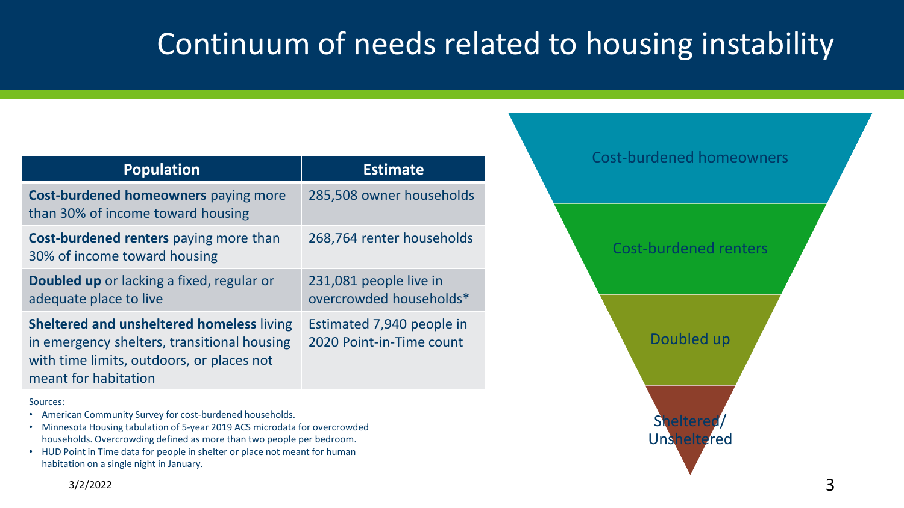# Continuum of needs related to housing instability

| Population | Estimate |
| --- | --- |
| **Cost-burdened homeowners** paying more than 30% of income toward housing | 285,508 owner households |
| **Cost-burdened renters** paying more than 30% of income toward housing | 268,764 renter households |
| **Doubled up** or lacking a fixed, regular or adequate place to live | 231,081 people live in overcrowded households* |
| **Sheltered and unsheltered homeless** living in emergency shelters, transitional housing with time limits, outdoors, or places not meant for habitation | Estimated 7,940 people in 2020 Point-in-Time count |

Sources:

- American Community Survey for cost-burdened households.
- Minnesota Housing tabulation of 5-year 2019 ACS microdata for overcrowded households. Overcrowding defined as more than two people per bedroom.
- HUD Point in Time data for people in shelter or place not meant for human habitation on a single night in January.

Cost-burdened homeowners

Cost-burdened renters

Doubled up

Sheltered/ Unsheltered

3/2/2022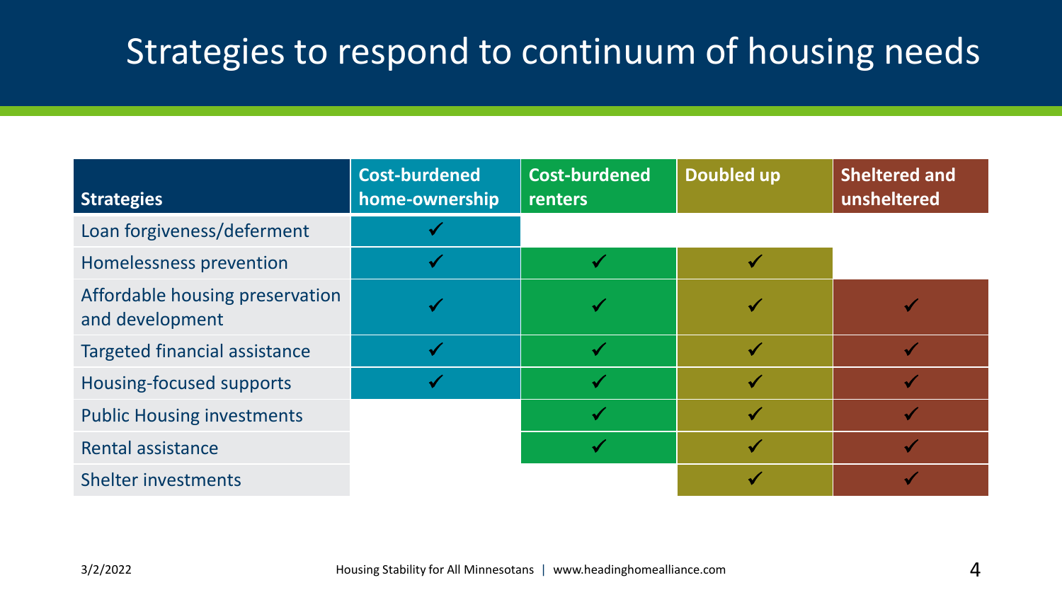# Strategies to respond to continuum of housing needs

| Strategies | Cost-burdened home-ownership | Cost-burdened renters | Doubled up | Sheltered and unsheltered |
|---|---|---|---|---|
| Loan forgiveness/deferment | ✓ | | | |
| Homelessness prevention | ✓ | ✓ | ✓ | |
| Affordable housing preservation and development | ✓ | ✓ | ✓ | ✓ |
| Targeted financial assistance | ✓ | ✓ | ✓ | ✓ |
| Housing-focused supports | ✓ | ✓ | ✓ | ✓ |
| Public Housing investments | | ✓ | ✓ | ✓ |
| Rental assistance | | ✓ | ✓ | ✓ |
| Shelter investments | | | ✓ | ✓ |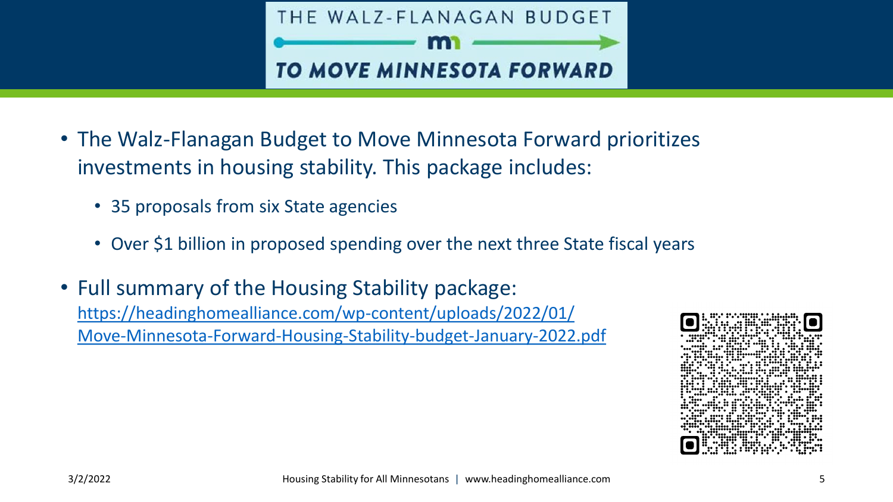# THE WALZ-FLANAGAN BUDGET TO MOVE MINNESOTA FORWARD

- The Walz-Flanagan Budget to Move Minnesota Forward prioritizes investments in housing stability. This package includes:
  - 35 proposals from six State agencies
  - Over $1 billion in proposed spending over the next three State fiscal years
- Full summary of the Housing Stability package: https://headinghomealliance.com/wp-content/uploads/2022/01/Move-Minnesota-Forward-Housing-Stability-budget-January-2022.pdf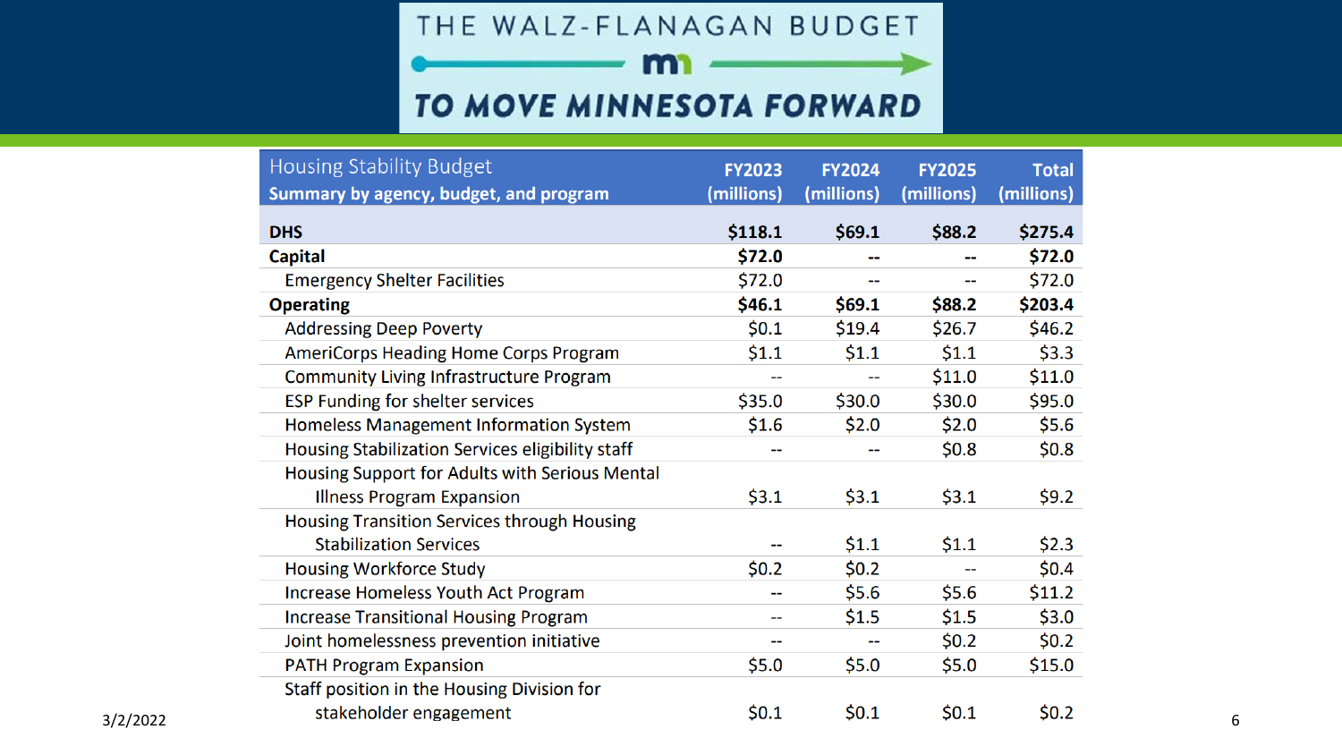# THE WALZ-FLANAGAN BUDGET TO MOVE MINNESOTA FORWARD

| Housing Stability Budget<br>**Summary by agency, budget, and program** | FY2023 (millions) | FY2024 (millions) | FY2025 (millions) | Total (millions) |
|---|---|---|---|---|
| **DHS** | **$118.1** | **$69.1** | **$88.2** | **$275.4** |
| **Capital** | **$72.0** | **--** | **--** | **$72.0** |
| Emergency Shelter Facilities | $72.0 | -- | -- | $72.0 |
| **Operating** | **$46.1** | **$69.1** | **$88.2** | **$203.4** |
| Addressing Deep Poverty | $0.1 | $19.4 | $26.7 | $46.2 |
| AmeriCorps Heading Home Corps Program | $1.1 | $1.1 | $1.1 | $3.3 |
| Community Living Infrastructure Program | -- | -- | $11.0 | $11.0 |
| ESP Funding for shelter services | $35.0 | $30.0 | $30.0 | $95.0 |
| Homeless Management Information System | $1.6 | $2.0 | $2.0 | $5.6 |
| Housing Stabilization Services eligibility staff | -- | -- | $0.8 | $0.8 |
| Housing Support for Adults with Serious Mental Illness Program Expansion | $3.1 | $3.1 | $3.1 | $9.2 |
| Housing Transition Services through Housing Stabilization Services | -- | $1.1 | $1.1 | $2.3 |
| Housing Workforce Study | $0.2 | $0.2 | -- | $0.4 |
| Increase Homeless Youth Act Program | -- | $5.6 | $5.6 | $11.2 |
| Increase Transitional Housing Program | -- | $1.5 | $1.5 | $3.0 |
| Joint homelessness prevention initiative | -- | -- | $0.2 | $0.2 |
| PATH Program Expansion | $5.0 | $5.0 | $5.0 | $15.0 |
| Staff position in the Housing Division for stakeholder engagement | $0.1 | $0.1 | $0.1 | $0.2 |

3/2/2022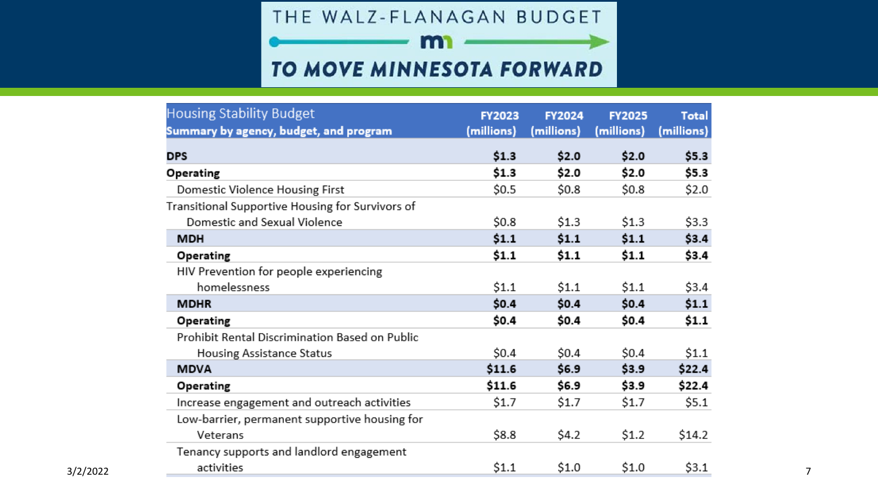# THE WALZ-FLANAGAN BUDGET TO MOVE MINNESOTA FORWARD

| Housing Stability Budget<br>**Summary by agency, budget, and program** | FY2023 (millions) | FY2024 (millions) | FY2025 (millions) | Total (millions) |
|---|---|---|---|---|
| **DPS** | **$1.3** | **$2.0** | **$2.0** | **$5.3** |
| **Operating** | **$1.3** | **$2.0** | **$2.0** | **$5.3** |
| Domestic Violence Housing First | $0.5 | $0.8 | $0.8 | $2.0 |
| Transitional Supportive Housing for Survivors of Domestic and Sexual Violence | $0.8 | $1.3 | $1.3 | $3.3 |
| **MDH** | **$1.1** | **$1.1** | **$1.1** | **$3.4** |
| **Operating** | **$1.1** | **$1.1** | **$1.1** | **$3.4** |
| HIV Prevention for people experiencing homelessness | $1.1 | $1.1 | $1.1 | $3.4 |
| **MDHR** | **$0.4** | **$0.4** | **$0.4** | **$1.1** |
| **Operating** | **$0.4** | **$0.4** | **$0.4** | **$1.1** |
| Prohibit Rental Discrimination Based on Public Housing Assistance Status | $0.4 | $0.4 | $0.4 | $1.1 |
| **MDVA** | **$11.6** | **$6.9** | **$3.9** | **$22.4** |
| **Operating** | **$11.6** | **$6.9** | **$3.9** | **$22.4** |
| Increase engagement and outreach activities | $1.7 | $1.7 | $1.7 | $5.1 |
| Low-barrier, permanent supportive housing for Veterans | $8.8 | $4.2 | $1.2 | $14.2 |
| Tenancy supports and landlord engagement activities | $1.1 | $1.0 | $1.0 | $3.1 |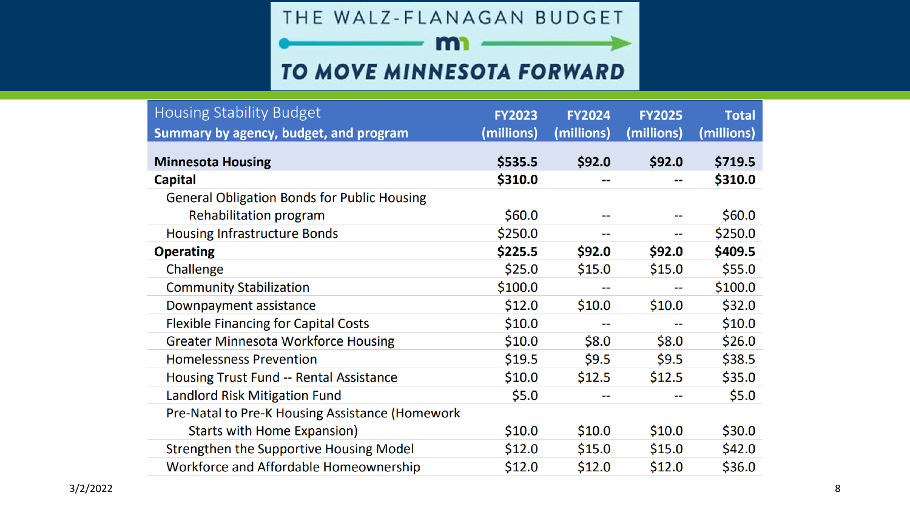# THE WALZ-FLANAGAN BUDGET

## TO MOVE MINNESOTA FORWARD

| Housing Stability Budget<br>**Summary by agency, budget, and program** | **FY2023 (millions)** | **FY2024 (millions)** | **FY2025 (millions)** | **Total (millions)** |
|---|---|---|---|---|
| **Minnesota Housing** | **$535.5** | **$92.0** | **$92.0** | **$719.5** |
| **Capital** | **$310.0** | **--** | **--** | **$310.0** |
| General Obligation Bonds for Public Housing Rehabilitation program | $60.0 | -- | -- | $60.0 |
| Housing Infrastructure Bonds | $250.0 | -- | -- | $250.0 |
| **Operating** | **$225.5** | **$92.0** | **$92.0** | **$409.5** |
| Challenge | $25.0 | $15.0 | $15.0 | $55.0 |
| Community Stabilization | $100.0 | -- | -- | $100.0 |
| Downpayment assistance | $12.0 | $10.0 | $10.0 | $32.0 |
| Flexible Financing for Capital Costs | $10.0 | -- | -- | $10.0 |
| Greater Minnesota Workforce Housing | $10.0 | $8.0 | $8.0 | $26.0 |
| Homelessness Prevention | $19.5 | $9.5 | $9.5 | $38.5 |
| Housing Trust Fund -- Rental Assistance | $10.0 | $12.5 | $12.5 | $35.0 |
| Landlord Risk Mitigation Fund | $5.0 | -- | -- | $5.0 |
| Pre-Natal to Pre-K Housing Assistance (Homework Starts with Home Expansion) | $10.0 | $10.0 | $10.0 | $30.0 |
| Strengthen the Supportive Housing Model | $12.0 | $15.0 | $15.0 | $42.0 |
| Workforce and Affordable Homeownership | $12.0 | $12.0 | $12.0 | $36.0 |

3/2/2022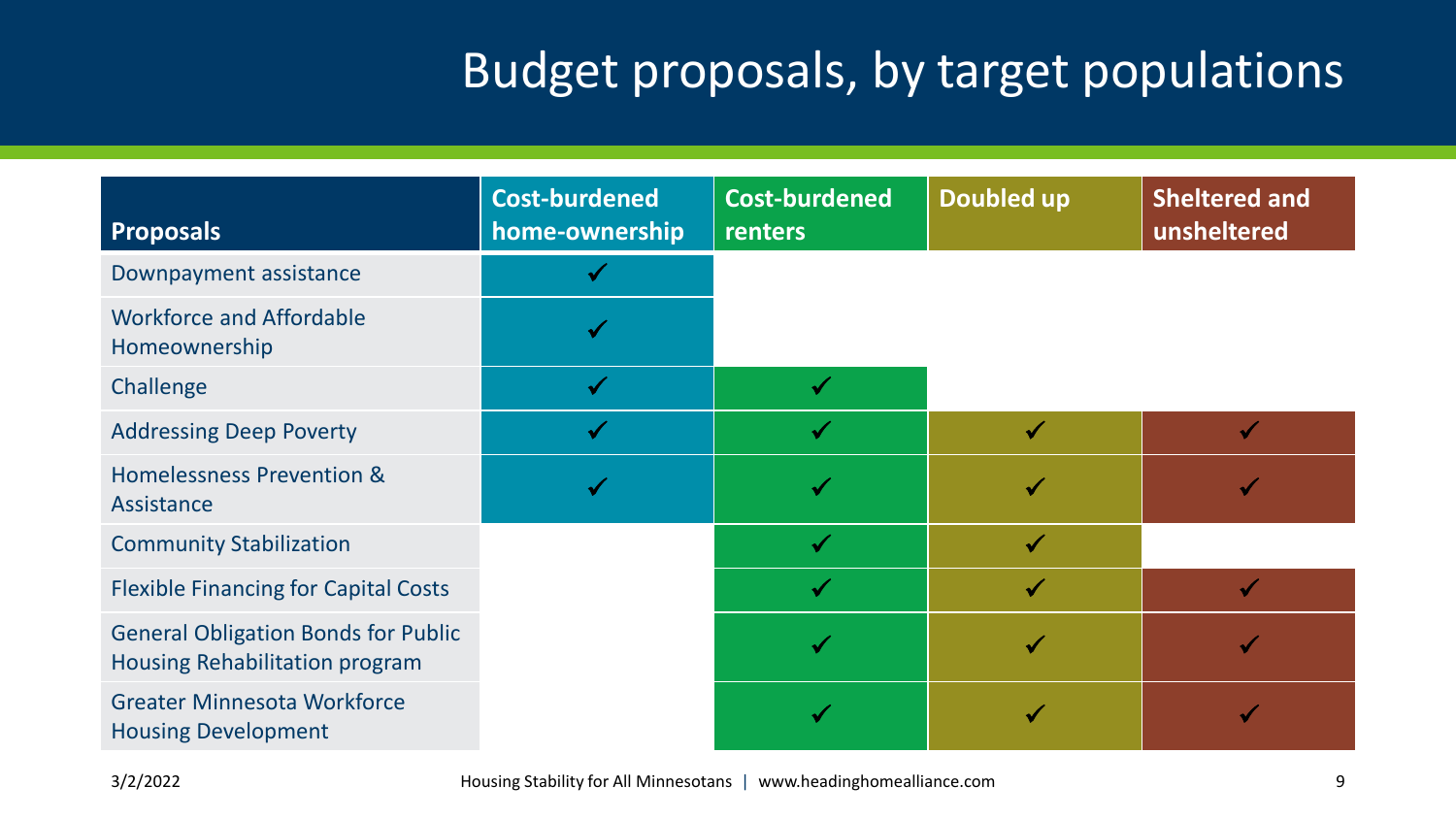# Budget proposals, by target populations

| Proposals | Cost-burdened home-ownership | Cost-burdened renters | Doubled up | Sheltered and unsheltered |
|---|---|---|---|---|
| Downpayment assistance | ✓ | | | |
| Workforce and Affordable Homeownership | ✓ | | | |
| Challenge | ✓ | ✓ | | |
| Addressing Deep Poverty | ✓ | ✓ | ✓ | ✓ |
| Homelessness Prevention & Assistance | ✓ | ✓ | ✓ | ✓ |
| Community Stabilization | | ✓ | ✓ | |
| Flexible Financing for Capital Costs | | ✓ | ✓ | ✓ |
| General Obligation Bonds for Public Housing Rehabilitation program | | ✓ | ✓ | ✓ |
| Greater Minnesota Workforce Housing Development | | ✓ | ✓ | ✓ |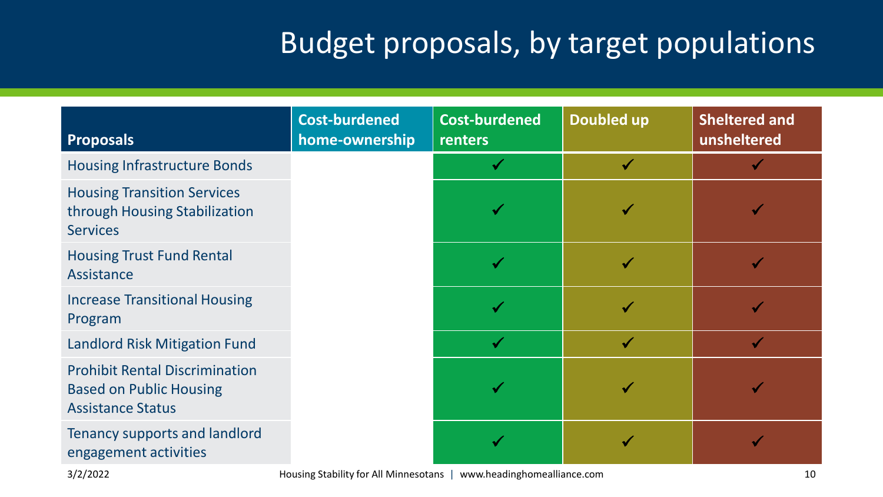# Budget proposals, by target populations

| Proposals | Cost-burdened home-ownership | Cost-burdened renters | Doubled up | Sheltered and unsheltered |
|---|---|---|---|---|
| Housing Infrastructure Bonds | | ✓ | ✓ | ✓ |
| Housing Transition Services through Housing Stabilization Services | | ✓ | ✓ | ✓ |
| Housing Trust Fund Rental Assistance | | ✓ | ✓ | ✓ |
| Increase Transitional Housing Program | | ✓ | ✓ | ✓ |
| Landlord Risk Mitigation Fund | | ✓ | ✓ | ✓ |
| Prohibit Rental Discrimination Based on Public Housing Assistance Status | | ✓ | ✓ | ✓ |
| Tenancy supports and landlord engagement activities | | ✓ | ✓ | ✓ |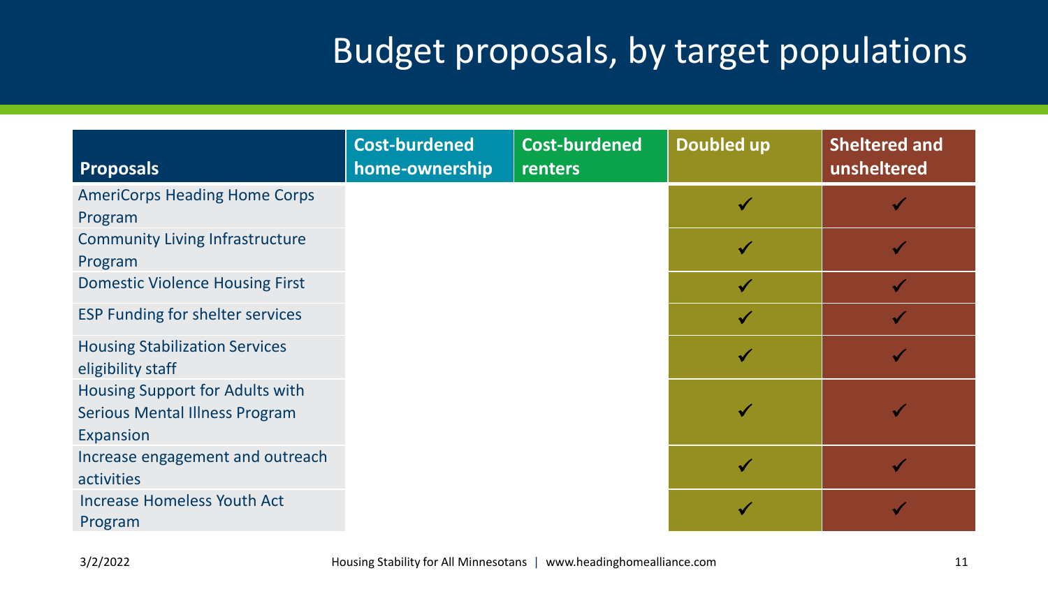# Budget proposals, by target populations

| Proposals | Cost-burdened home-ownership | Cost-burdened renters | Doubled up | Sheltered and unsheltered |
|---|---|---|---|---|
| AmeriCorps Heading Home Corps Program | | | ✓ | ✓ |
| Community Living Infrastructure Program | | | ✓ | ✓ |
| Domestic Violence Housing First | | | ✓ | ✓ |
| ESP Funding for shelter services | | | ✓ | ✓ |
| Housing Stabilization Services eligibility staff | | | ✓ | ✓ |
| Housing Support for Adults with Serious Mental Illness Program Expansion | | | ✓ | ✓ |
| Increase engagement and outreach activities | | | ✓ | ✓ |
| Increase Homeless Youth Act Program | | | ✓ | ✓ |

3/2/2022 Housing Stability for All Minnesotans | www.headinghomealliance.com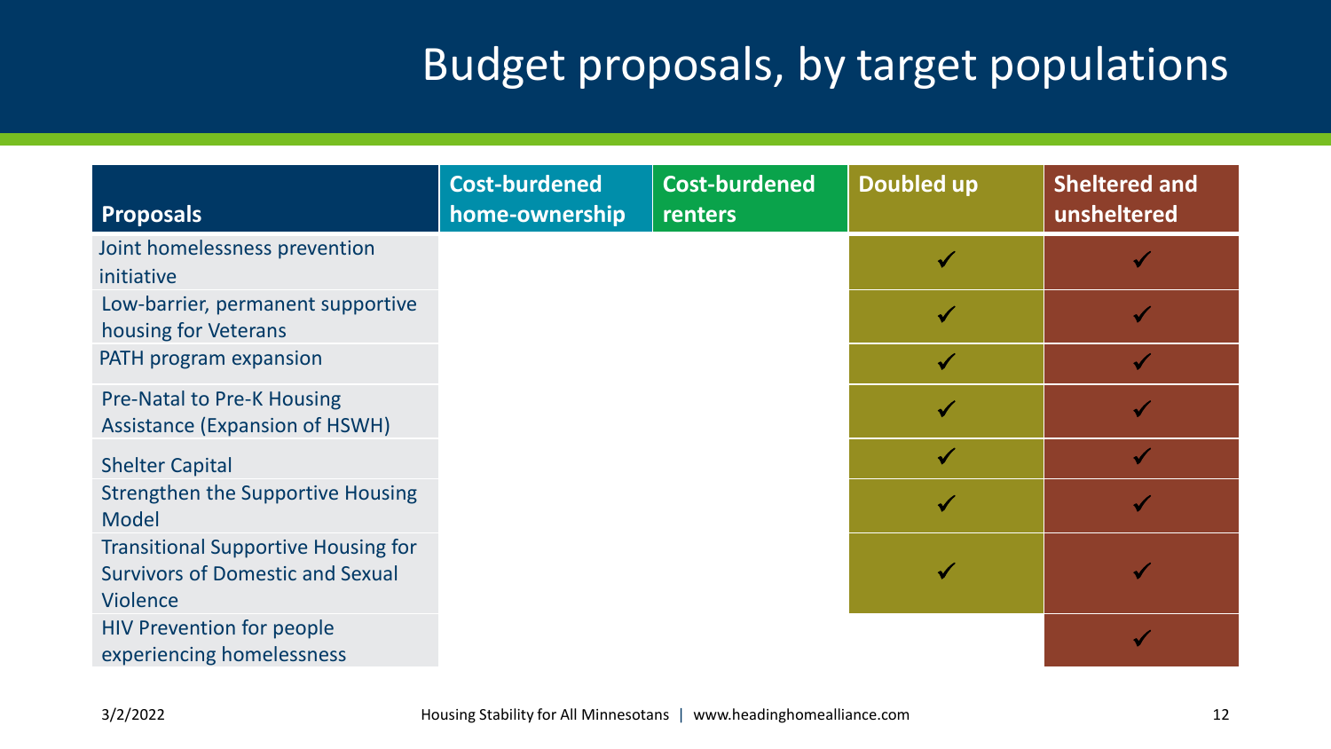# Budget proposals, by target populations

| Proposals | Cost-burdened home-ownership | Cost-burdened renters | Doubled up | Sheltered and unsheltered |
| --- | --- | --- | --- | --- |
| Joint homelessness prevention initiative | | | ✓ | ✓ |
| Low-barrier, permanent supportive housing for Veterans | | | ✓ | ✓ |
| PATH program expansion | | | ✓ | ✓ |
| Pre-Natal to Pre-K Housing Assistance (Expansion of HSWH) | | | ✓ | ✓ |
| Shelter Capital | | | ✓ | ✓ |
| Strengthen the Supportive Housing Model | | | ✓ | ✓ |
| Transitional Supportive Housing for Survivors of Domestic and Sexual Violence | | | ✓ | ✓ |
| HIV Prevention for people experiencing homelessness | | | | ✓ |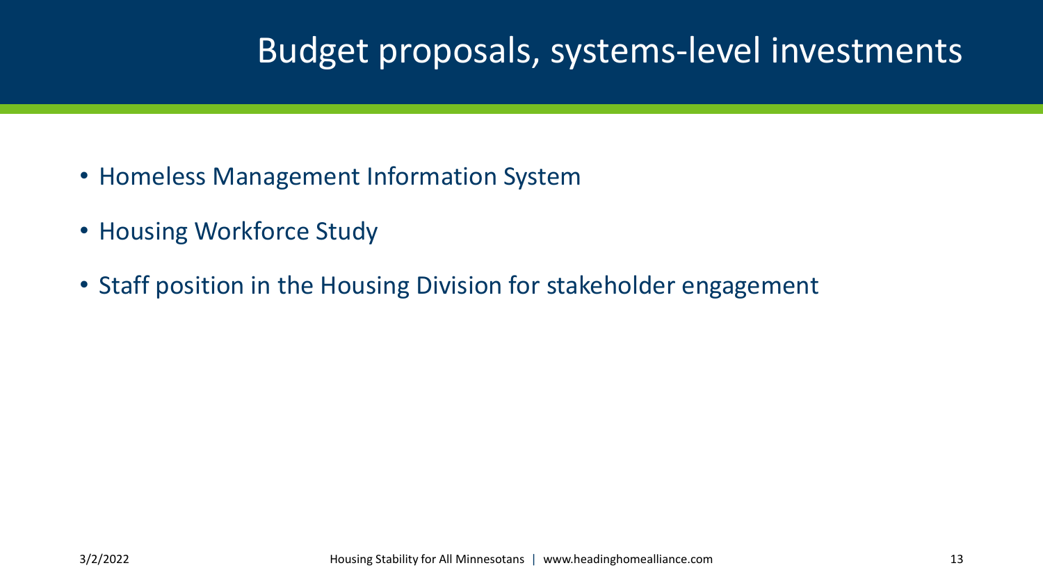# Budget proposals, systems-level investments

- Homeless Management Information System
- Housing Workforce Study
- Staff position in the Housing Division for stakeholder engagement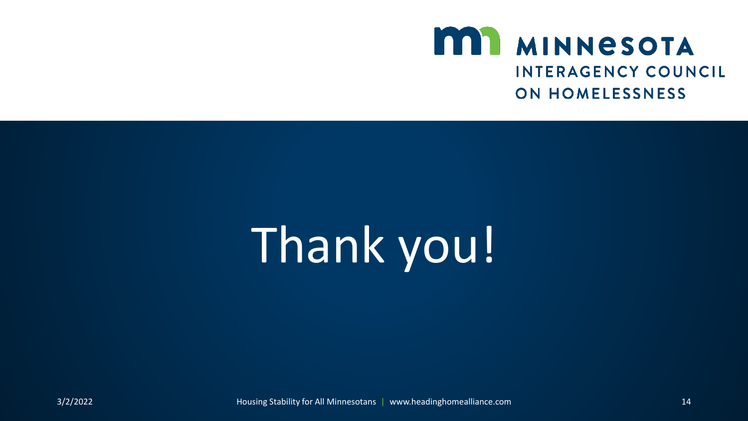MINNESOTA INTERAGENCY COUNCIL ON HOMELESSNESS

# Thank you!